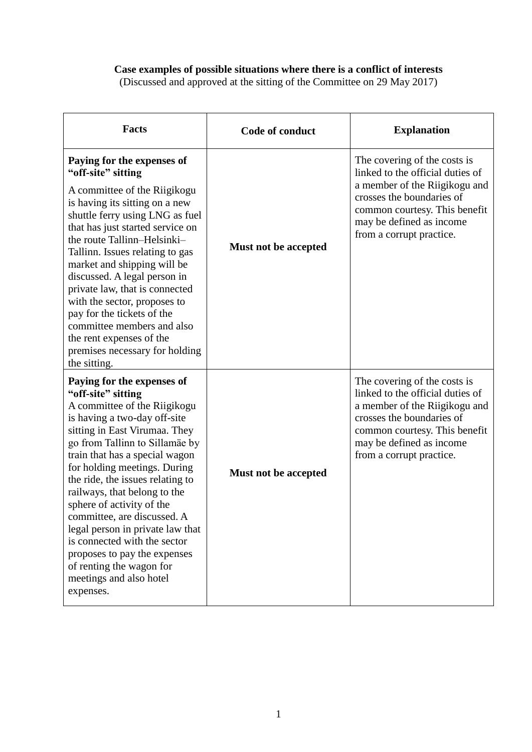**Case examples of possible situations where there is a conflict of interests**

(Discussed and approved at the sitting of the Committee on 29 May 2017)

| Facts | Code of conduct | Explanation |
|---|---|---|
| **Paying for the expenses of "off-site" sitting**<br><br>A committee of the Riigikogu is having its sitting on a new shuttle ferry using LNG as fuel that has just started service on the route Tallinn–Helsinki–Tallinn. Issues relating to gas market and shipping will be discussed. A legal person in private law, that is connected with the sector, proposes to pay for the tickets of the committee members and also the rent expenses of the premises necessary for holding the sitting. | **Must not be accepted** | The covering of the costs is linked to the official duties of a member of the Riigikogu and crosses the boundaries of common courtesy. This benefit may be defined as income from a corrupt practice. |
| **Paying for the expenses of "off-site" sitting**<br>A committee of the Riigikogu is having a two-day off-site sitting in East Virumaa. They go from Tallinn to Sillamäe by train that has a special wagon for holding meetings. During the ride, the issues relating to railways, that belong to the sphere of activity of the committee, are discussed. A legal person in private law that is connected with the sector proposes to pay the expenses of renting the wagon for meetings and also hotel expenses. | **Must not be accepted** | The covering of the costs is linked to the official duties of a member of the Riigikogu and crosses the boundaries of common courtesy. This benefit may be defined as income from a corrupt practice. |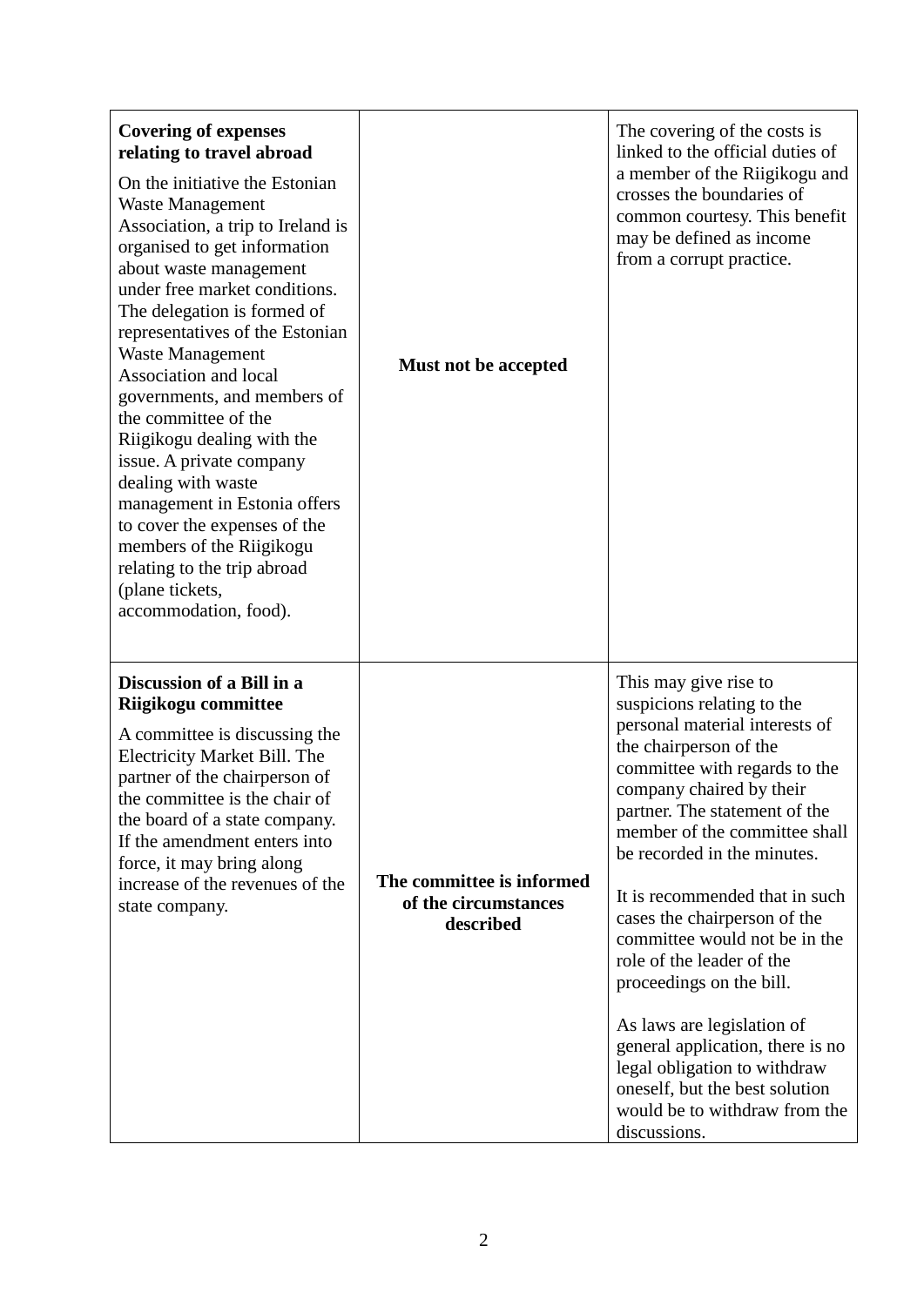| | | |
|---|---|---|
| **Covering of expenses relating to travel abroad**<br><br>On the initiative the Estonian Waste Management Association, a trip to Ireland is organised to get information about waste management under free market conditions. The delegation is formed of representatives of the Estonian Waste Management Association and local governments, and members of the committee of the Riigikogu dealing with the issue. A private company dealing with waste management in Estonia offers to cover the expenses of the members of the Riigikogu relating to the trip abroad (plane tickets, accommodation, food). | **Must not be accepted** | The covering of the costs is linked to the official duties of a member of the Riigikogu and crosses the boundaries of common courtesy. This benefit may be defined as income from a corrupt practice. |
| **Discussion of a Bill in a Riigikogu committee**<br><br>A committee is discussing the Electricity Market Bill. The partner of the chairperson of the committee is the chair of the board of a state company. If the amendment enters into force, it may bring along increase of the revenues of the state company. | **The committee is informed of the circumstances described** | This may give rise to suspicions relating to the personal material interests of the chairperson of the committee with regards to the company chaired by their partner. The statement of the member of the committee shall be recorded in the minutes.<br><br>It is recommended that in such cases the chairperson of the committee would not be in the role of the leader of the proceedings on the bill.<br><br>As laws are legislation of general application, there is no legal obligation to withdraw oneself, but the best solution would be to withdraw from the discussions. |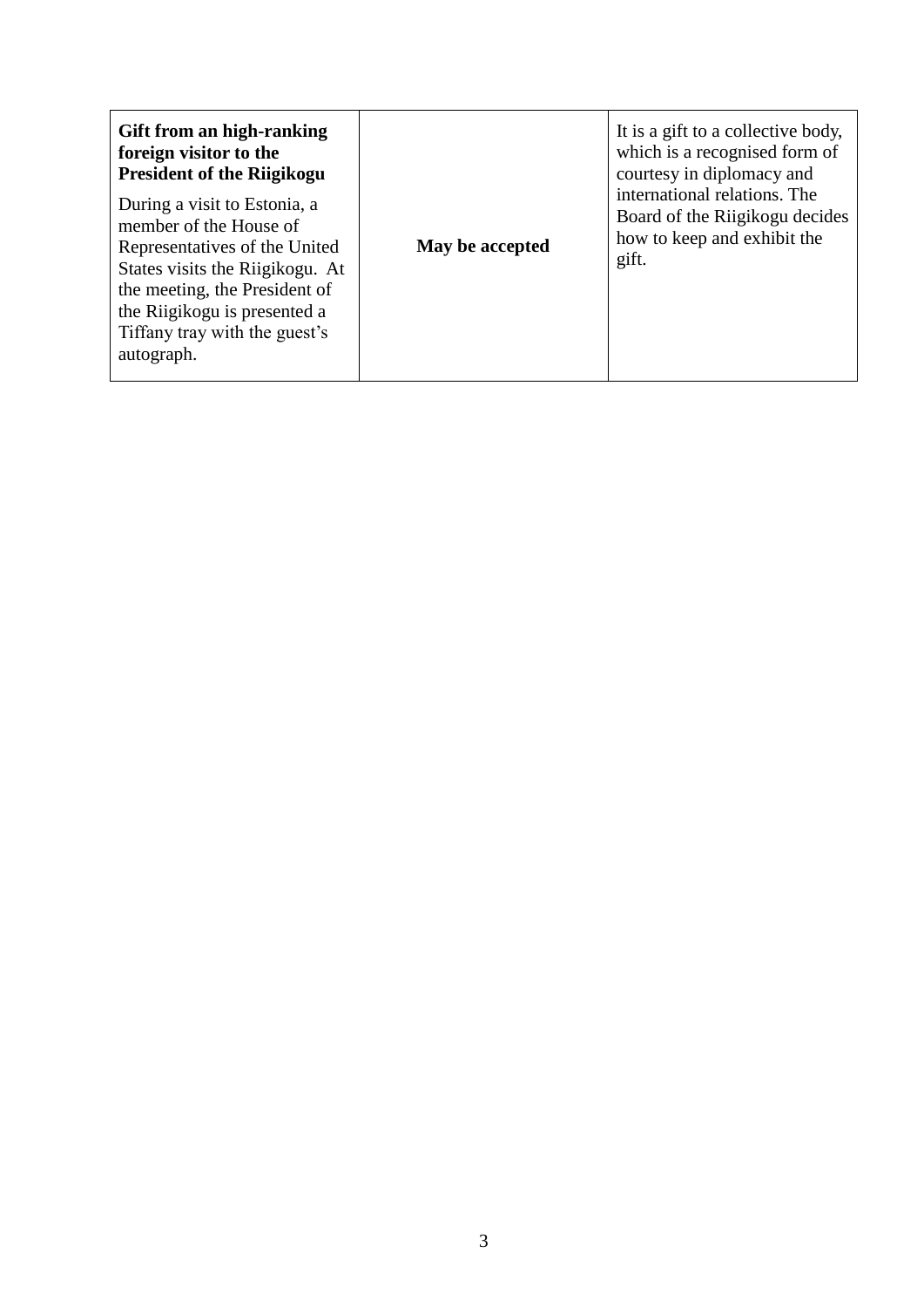| | | |
|---|---|---|
| **Gift from an high-ranking foreign visitor to the President of the Riigikogu**<br><br>During a visit to Estonia, a member of the House of Representatives of the United States visits the Riigikogu. At the meeting, the President of the Riigikogu is presented a Tiffany tray with the guest's autograph. | **May be accepted** | It is a gift to a collective body, which is a recognised form of courtesy in diplomacy and international relations. The Board of the Riigikogu decides how to keep and exhibit the gift. |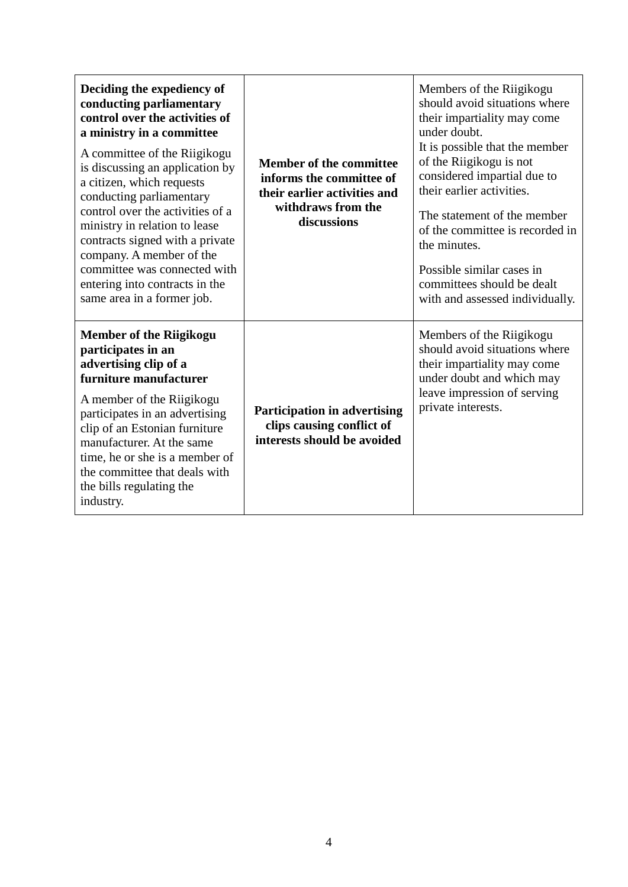| | | |
|---|---|---|
| **Deciding the expediency of conducting parliamentary control over the activities of a ministry in a committee**<br><br>A committee of the Riigikogu is discussing an application by a citizen, which requests conducting parliamentary control over the activities of a ministry in relation to lease contracts signed with a private company. A member of the committee was connected with entering into contracts in the same area in a former job. | **Member of the committee informs the committee of their earlier activities and withdraws from the discussions** | Members of the Riigikogu should avoid situations where their impartiality may come under doubt.<br>It is possible that the member of the Riigikogu is not considered impartial due to their earlier activities.<br><br>The statement of the member of the committee is recorded in the minutes.<br><br>Possible similar cases in committees should be dealt with and assessed individually. |
| **Member of the Riigikogu participates in an advertising clip of a furniture manufacturer**<br><br>A member of the Riigikogu participates in an advertising clip of an Estonian furniture manufacturer. At the same time, he or she is a member of the committee that deals with the bills regulating the industry. | **Participation in advertising clips causing conflict of interests should be avoided** | Members of the Riigikogu should avoid situations where their impartiality may come under doubt and which may leave impression of serving private interests. |